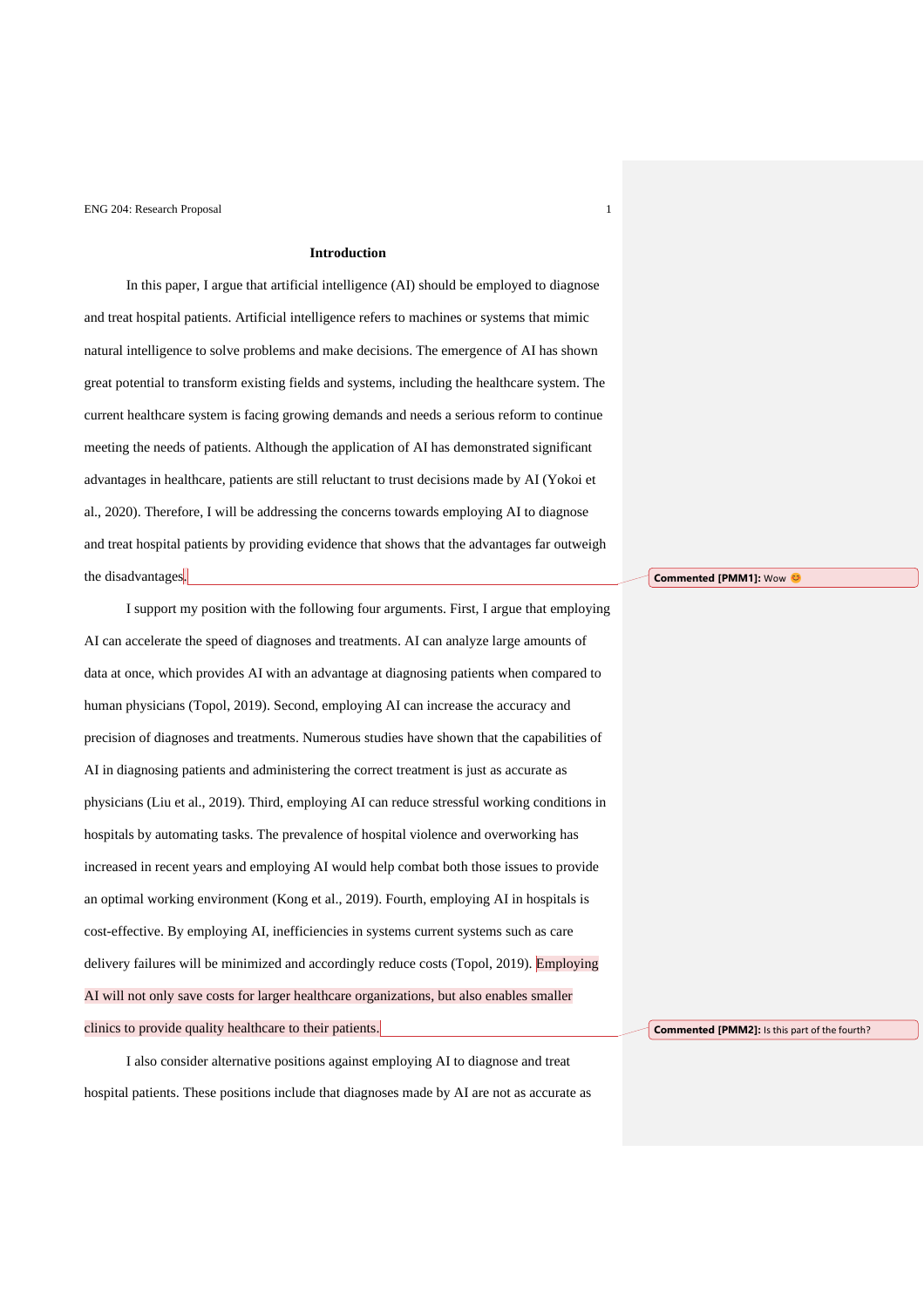## Introduction

In this paper, I argue that artificial intelligence (AI) should be employed to diagnose and treat hospital patients. Artificial intelligence refers to machines or systems that mimic natural intelligence to solve problems and make decisions. The emergence of AI has shown great potential to transform existing fields and systems, including the healthcare system. The current healthcare system is facing growing demands and needs a serious reform to continue meeting the needs of patients. Although the application of AI has demonstrated significant advantages in healthcare, patients are still reluctant to trust decisions made by AI (Yokoi et al., 2020). Therefore, I will be addressing the concerns towards employing AI to diagnose and treat hospital patients by providing evidence that shows that the advantages far outweigh the disadvantages.

**Commented [PMM1]:** Wow 😊

I support my position with the following four arguments. First, I argue that employing AI can accelerate the speed of diagnoses and treatments. AI can analyze large amounts of data at once, which provides AI with an advantage at diagnosing patients when compared to human physicians (Topol, 2019). Second, employing AI can increase the accuracy and precision of diagnoses and treatments. Numerous studies have shown that the capabilities of AI in diagnosing patients and administering the correct treatment is just as accurate as physicians (Liu et al., 2019). Third, employing AI can reduce stressful working conditions in hospitals by automating tasks. The prevalence of hospital violence and overworking has increased in recent years and employing AI would help combat both those issues to provide an optimal working environment (Kong et al., 2019). Fourth, employing AI in hospitals is cost-effective. By employing AI, inefficiencies in systems current systems such as care delivery failures will be minimized and accordingly reduce costs (Topol, 2019). Employing AI will not only save costs for larger healthcare organizations, but also enables smaller clinics to provide quality healthcare to their patients.

**Commented [PMM2]:** Is this part of the fourth?

I also consider alternative positions against employing AI to diagnose and treat hospital patients. These positions include that diagnoses made by AI are not as accurate as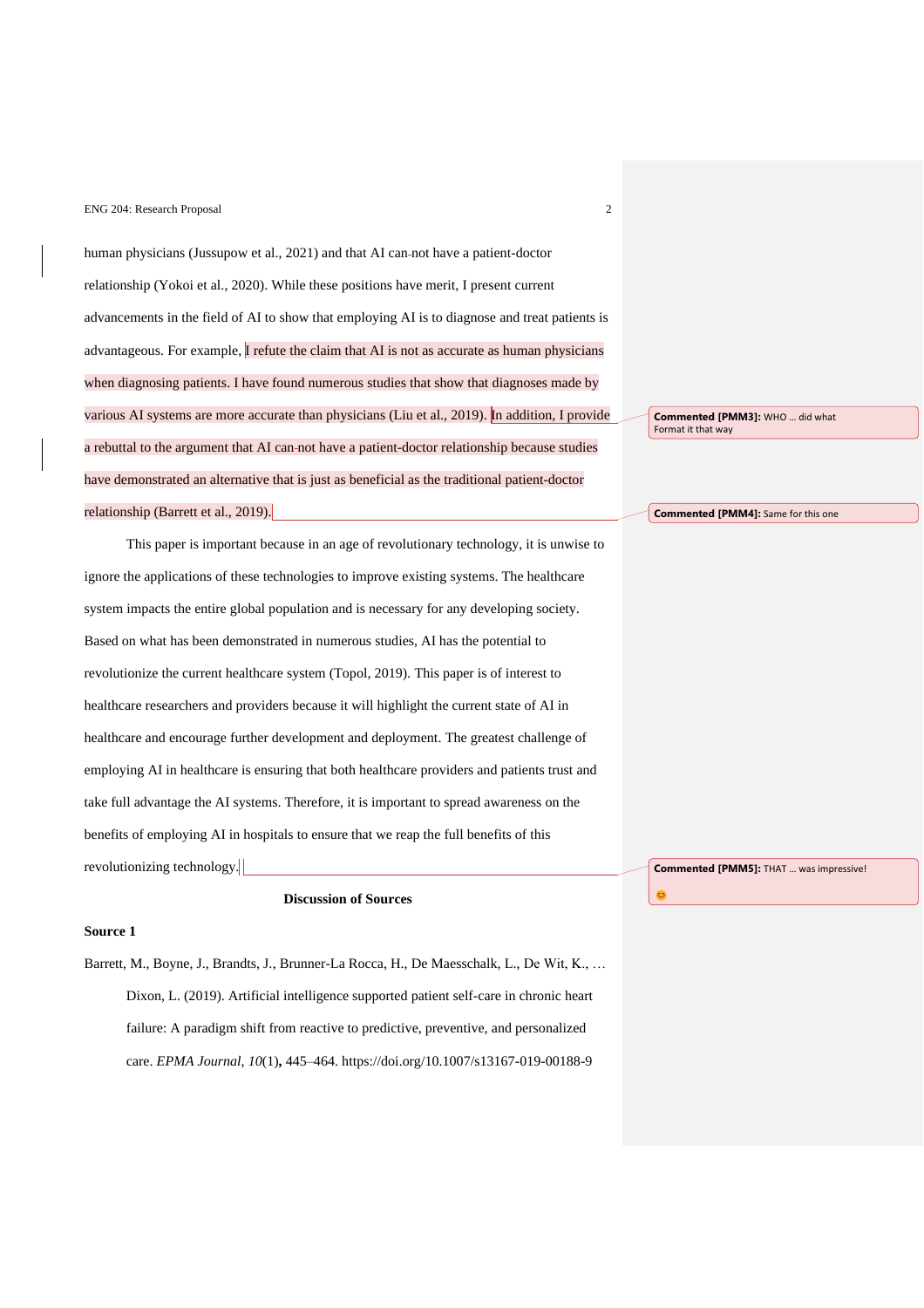human physicians (Jussupow et al., 2021) and that AI can-not have a patient-doctor relationship (Yokoi et al., 2020). While these positions have merit, I present current advancements in the field of AI to show that employing AI is to diagnose and treat patients is advantageous. For example, I refute the claim that AI is not as accurate as human physicians when diagnosing patients. I have found numerous studies that show that diagnoses made by various AI systems are more accurate than physicians (Liu et al., 2019). In addition, I provide a rebuttal to the argument that AI can-not have a patient-doctor relationship because studies have demonstrated an alternative that is just as beneficial as the traditional patient-doctor relationship (Barrett et al., 2019).

Commented [PMM3]: WHO … did what
Format it that way

Commented [PMM4]: Same for this one

This paper is important because in an age of revolutionary technology, it is unwise to ignore the applications of these technologies to improve existing systems. The healthcare system impacts the entire global population and is necessary for any developing society. Based on what has been demonstrated in numerous studies, AI has the potential to revolutionize the current healthcare system (Topol, 2019). This paper is of interest to healthcare researchers and providers because it will highlight the current state of AI in healthcare and encourage further development and deployment. The greatest challenge of employing AI in healthcare is ensuring that both healthcare providers and patients trust and take full advantage the AI systems. Therefore, it is important to spread awareness on the benefits of employing AI in hospitals to ensure that we reap the full benefits of this revolutionizing technology.

Commented [PMM5]: THAT … was impressive!

😊

## Discussion of Sources

**Source 1**

Barrett, M., Boyne, J., Brandts, J., Brunner-La Rocca, H., De Maesschalk, L., De Wit, K., … Dixon, L. (2019). Artificial intelligence supported patient self-care in chronic heart failure: A paradigm shift from reactive to predictive, preventive, and personalized care. *EPMA Journal*, *10*(1)**,** 445–464. https://doi.org/10.1007/s13167-019-00188-9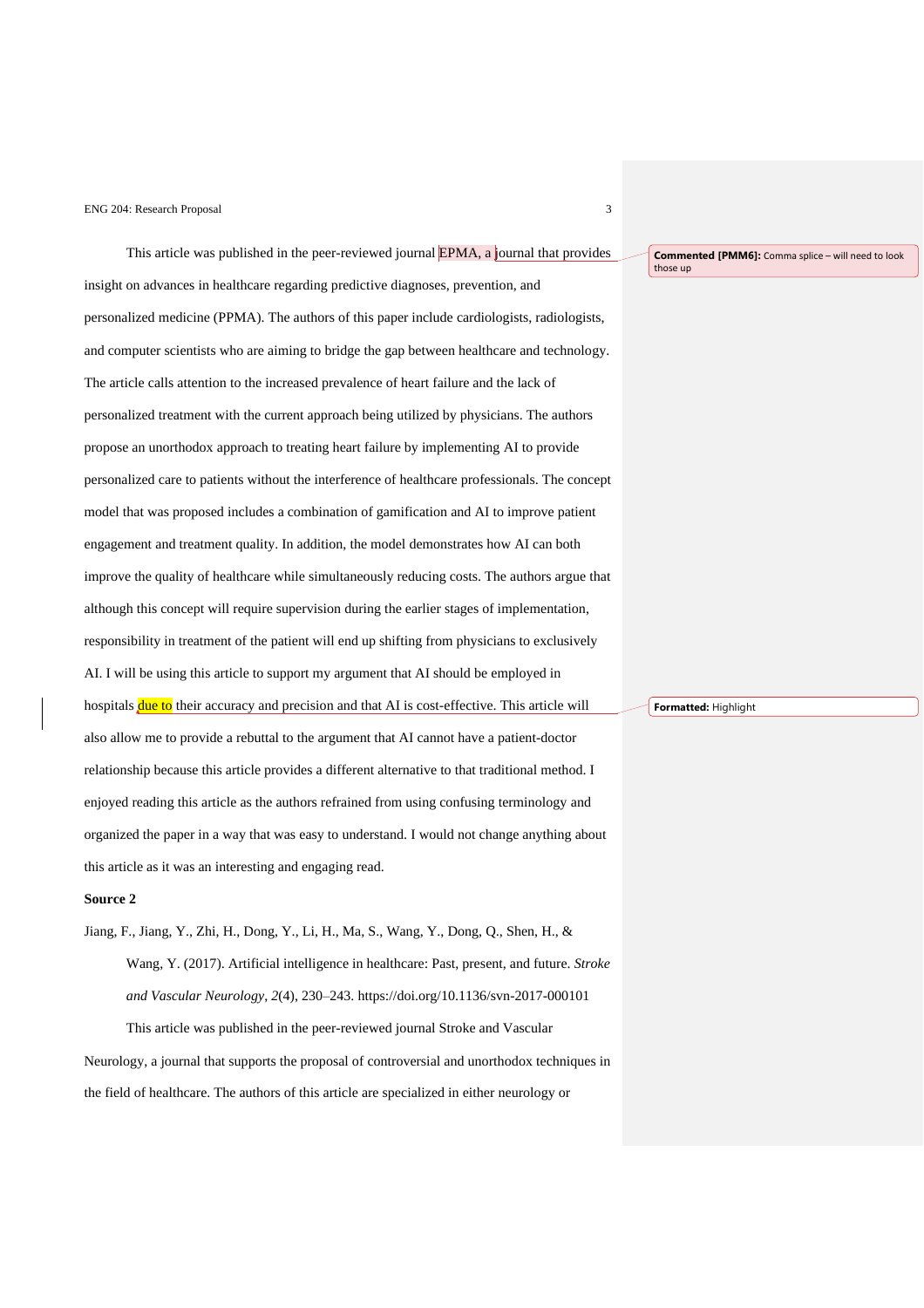This article was published in the peer-reviewed journal EPMA, a journal that provides insight on advances in healthcare regarding predictive diagnoses, prevention, and personalized medicine (PPMA). The authors of this paper include cardiologists, radiologists, and computer scientists who are aiming to bridge the gap between healthcare and technology. The article calls attention to the increased prevalence of heart failure and the lack of personalized treatment with the current approach being utilized by physicians. The authors propose an unorthodox approach to treating heart failure by implementing AI to provide personalized care to patients without the interference of healthcare professionals. The concept model that was proposed includes a combination of gamification and AI to improve patient engagement and treatment quality. In addition, the model demonstrates how AI can both improve the quality of healthcare while simultaneously reducing costs. The authors argue that although this concept will require supervision during the earlier stages of implementation, responsibility in treatment of the patient will end up shifting from physicians to exclusively AI. I will be using this article to support my argument that AI should be employed in hospitals due to their accuracy and precision and that AI is cost-effective. This article will also allow me to provide a rebuttal to the argument that AI cannot have a patient-doctor relationship because this article provides a different alternative to that traditional method. I enjoyed reading this article as the authors refrained from using confusing terminology and organized the paper in a way that was easy to understand. I would not change anything about this article as it was an interesting and engaging read.

**Commented [PMM6]:** Comma splice – will need to look those up

**Formatted:** Highlight

**Source 2**

Jiang, F., Jiang, Y., Zhi, H., Dong, Y., Li, H., Ma, S., Wang, Y., Dong, Q., Shen, H., & Wang, Y. (2017). Artificial intelligence in healthcare: Past, present, and future. *Stroke and Vascular Neurology*, *2*(4), 230–243. https://doi.org/10.1136/svn-2017-000101

This article was published in the peer-reviewed journal Stroke and Vascular Neurology, a journal that supports the proposal of controversial and unorthodox techniques in the field of healthcare. The authors of this article are specialized in either neurology or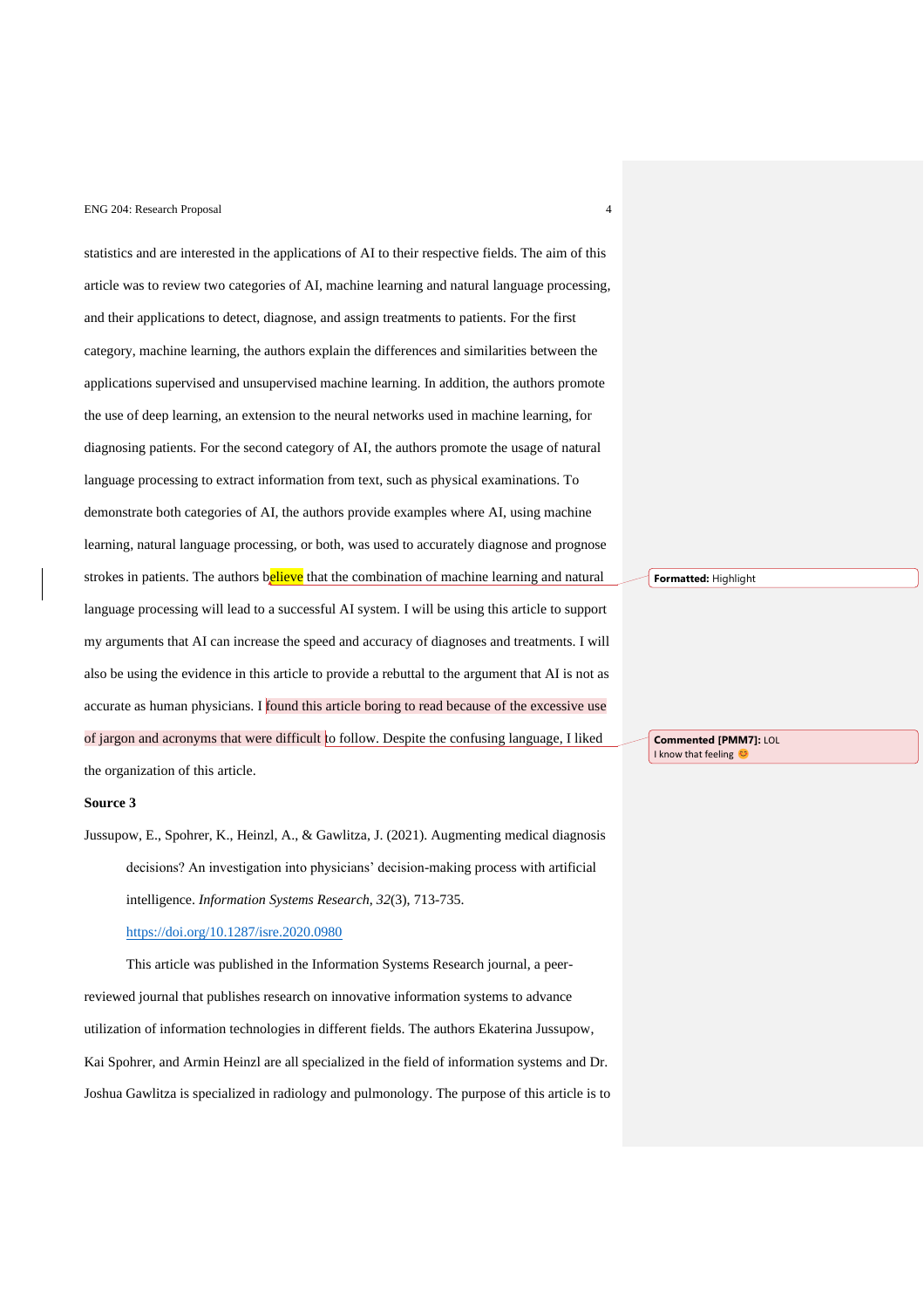statistics and are interested in the applications of AI to their respective fields. The aim of this article was to review two categories of AI, machine learning and natural language processing, and their applications to detect, diagnose, and assign treatments to patients. For the first category, machine learning, the authors explain the differences and similarities between the applications supervised and unsupervised machine learning. In addition, the authors promote the use of deep learning, an extension to the neural networks used in machine learning, for diagnosing patients. For the second category of AI, the authors promote the usage of natural language processing to extract information from text, such as physical examinations. To demonstrate both categories of AI, the authors provide examples where AI, using machine learning, natural language processing, or both, was used to accurately diagnose and prognose strokes in patients. The authors believe that the combination of machine learning and natural language processing will lead to a successful AI system. I will be using this article to support my arguments that AI can increase the speed and accuracy of diagnoses and treatments. I will also be using the evidence in this article to provide a rebuttal to the argument that AI is not as accurate as human physicians. I found this article boring to read because of the excessive use of jargon and acronyms that were difficult to follow. Despite the confusing language, I liked the organization of this article.

**Source 3**

Jussupow, E., Spohrer, K., Heinzl, A., & Gawlitza, J. (2021). Augmenting medical diagnosis decisions? An investigation into physicians' decision-making process with artificial intelligence. *Information Systems Research*, *32*(3), 713-735. https://doi.org/10.1287/isre.2020.0980

This article was published in the Information Systems Research journal, a peer-reviewed journal that publishes research on innovative information systems to advance utilization of information technologies in different fields. The authors Ekaterina Jussupow, Kai Spohrer, and Armin Heinzl are all specialized in the field of information systems and Dr. Joshua Gawlitza is specialized in radiology and pulmonology. The purpose of this article is to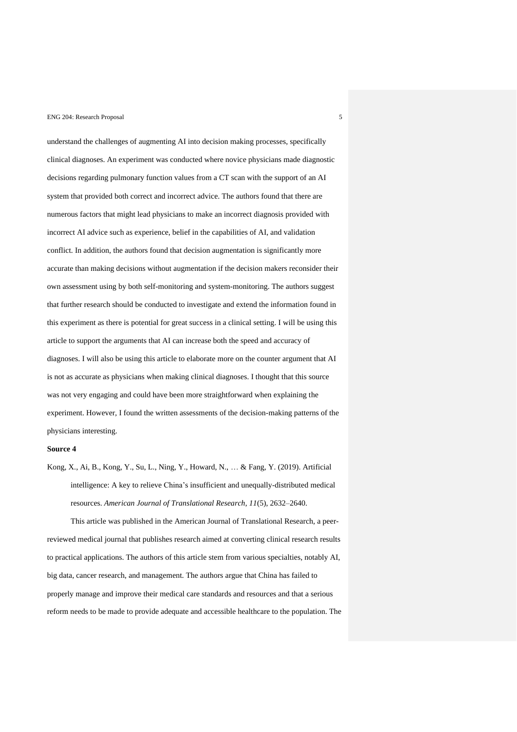understand the challenges of augmenting AI into decision making processes, specifically clinical diagnoses. An experiment was conducted where novice physicians made diagnostic decisions regarding pulmonary function values from a CT scan with the support of an AI system that provided both correct and incorrect advice. The authors found that there are numerous factors that might lead physicians to make an incorrect diagnosis provided with incorrect AI advice such as experience, belief in the capabilities of AI, and validation conflict. In addition, the authors found that decision augmentation is significantly more accurate than making decisions without augmentation if the decision makers reconsider their own assessment using by both self-monitoring and system-monitoring. The authors suggest that further research should be conducted to investigate and extend the information found in this experiment as there is potential for great success in a clinical setting. I will be using this article to support the arguments that AI can increase both the speed and accuracy of diagnoses. I will also be using this article to elaborate more on the counter argument that AI is not as accurate as physicians when making clinical diagnoses. I thought that this source was not very engaging and could have been more straightforward when explaining the experiment. However, I found the written assessments of the decision-making patterns of the physicians interesting.

**Source 4**

Kong, X., Ai, B., Kong, Y., Su, L., Ning, Y., Howard, N., … & Fang, Y. (2019). Artificial intelligence: A key to relieve China's insufficient and unequally-distributed medical resources. *American Journal of Translational Research*, *11*(5), 2632–2640.

This article was published in the American Journal of Translational Research, a peer-reviewed medical journal that publishes research aimed at converting clinical research results to practical applications. The authors of this article stem from various specialties, notably AI, big data, cancer research, and management. The authors argue that China has failed to properly manage and improve their medical care standards and resources and that a serious reform needs to be made to provide adequate and accessible healthcare to the population. The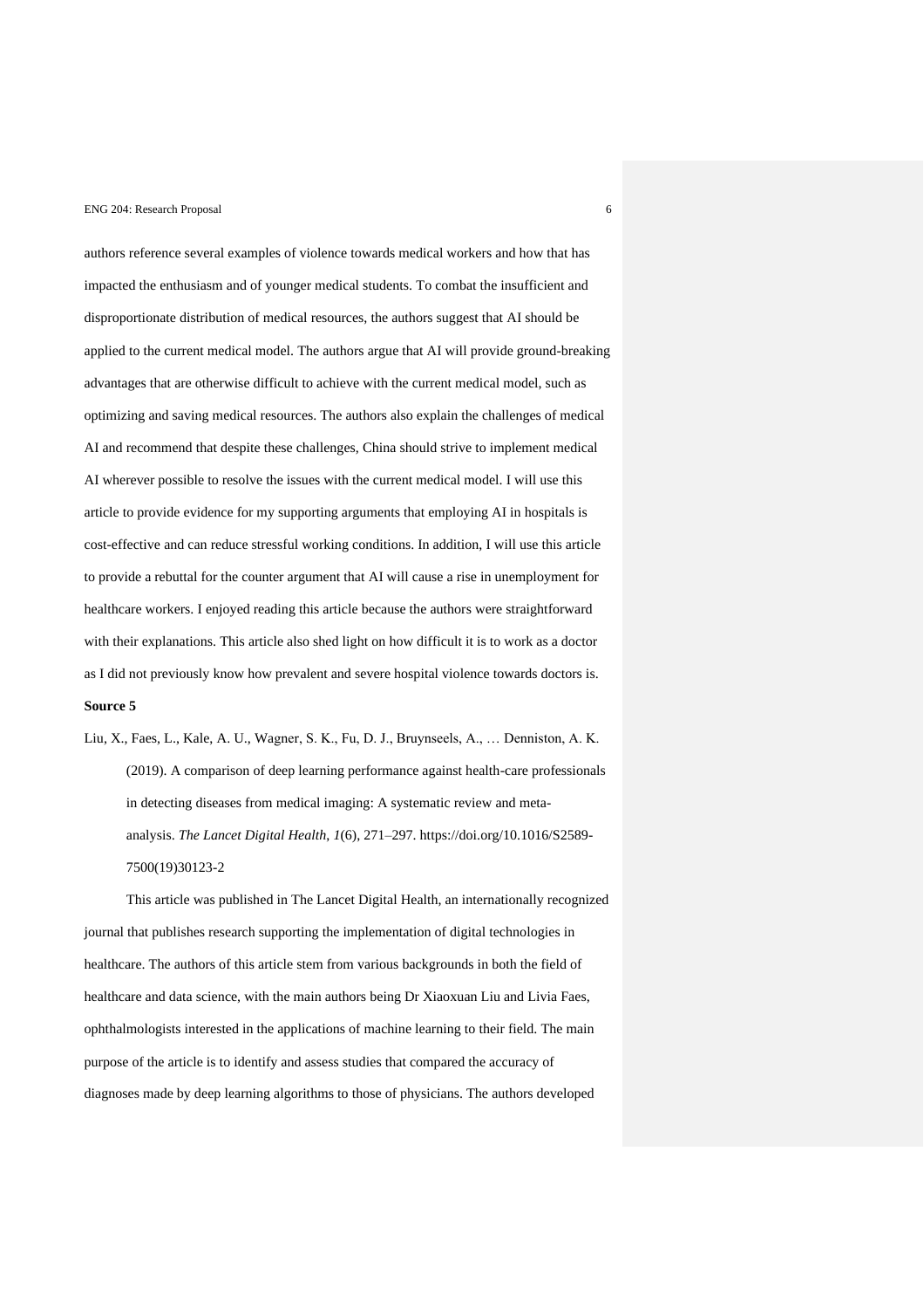authors reference several examples of violence towards medical workers and how that has impacted the enthusiasm and of younger medical students. To combat the insufficient and disproportionate distribution of medical resources, the authors suggest that AI should be applied to the current medical model. The authors argue that AI will provide ground-breaking advantages that are otherwise difficult to achieve with the current medical model, such as optimizing and saving medical resources. The authors also explain the challenges of medical AI and recommend that despite these challenges, China should strive to implement medical AI wherever possible to resolve the issues with the current medical model. I will use this article to provide evidence for my supporting arguments that employing AI in hospitals is cost-effective and can reduce stressful working conditions. In addition, I will use this article to provide a rebuttal for the counter argument that AI will cause a rise in unemployment for healthcare workers. I enjoyed reading this article because the authors were straightforward with their explanations. This article also shed light on how difficult it is to work as a doctor as I did not previously know how prevalent and severe hospital violence towards doctors is.

**Source 5**

Liu, X., Faes, L., Kale, A. U., Wagner, S. K., Fu, D. J., Bruynseels, A., … Denniston, A. K. (2019). A comparison of deep learning performance against health-care professionals in detecting diseases from medical imaging: A systematic review and meta-analysis. *The Lancet Digital Health*, *1*(6), 271–297. https://doi.org/10.1016/S2589-7500(19)30123-2

This article was published in The Lancet Digital Health, an internationally recognized journal that publishes research supporting the implementation of digital technologies in healthcare. The authors of this article stem from various backgrounds in both the field of healthcare and data science, with the main authors being Dr Xiaoxuan Liu and Livia Faes, ophthalmologists interested in the applications of machine learning to their field. The main purpose of the article is to identify and assess studies that compared the accuracy of diagnoses made by deep learning algorithms to those of physicians. The authors developed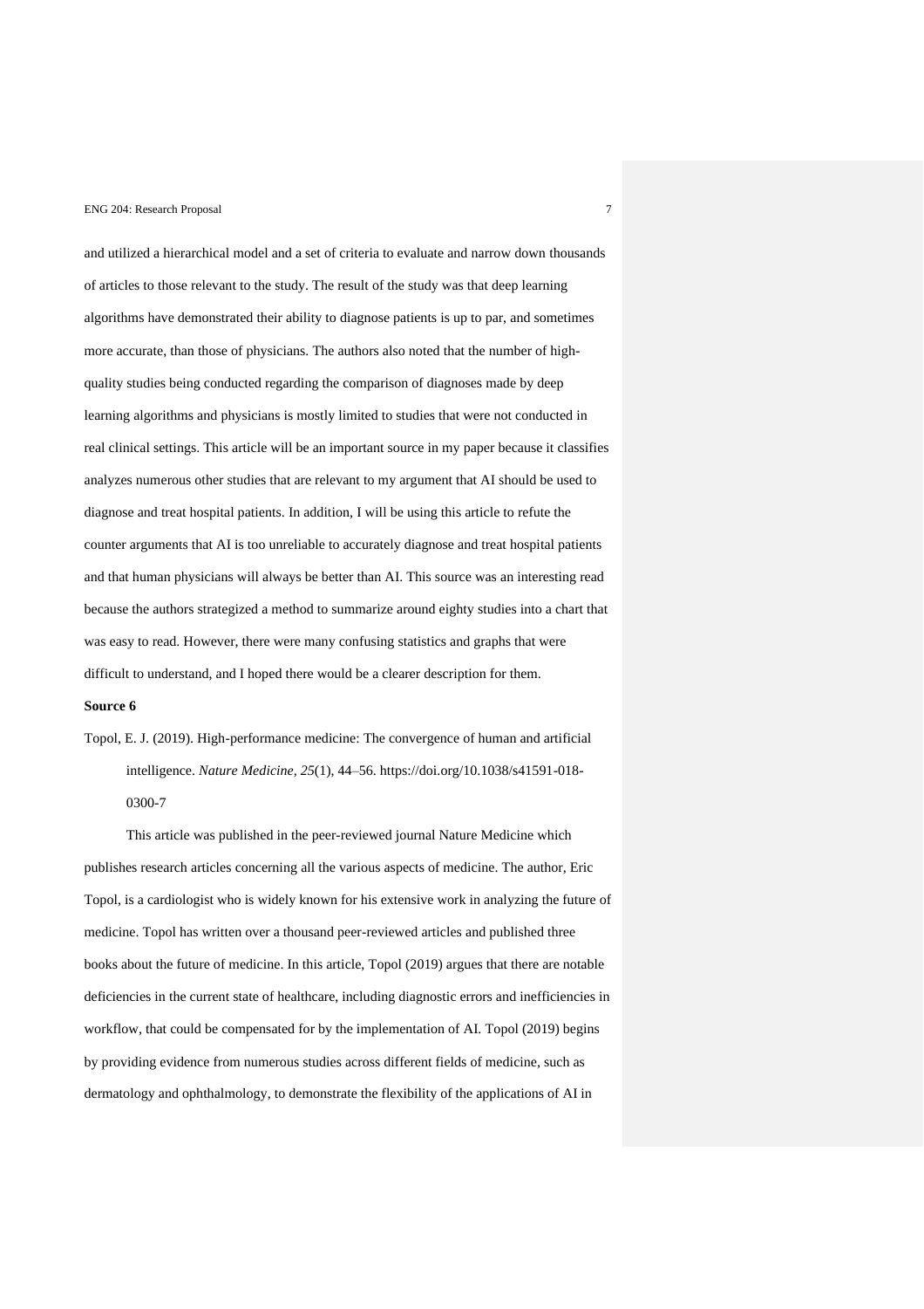and utilized a hierarchical model and a set of criteria to evaluate and narrow down thousands of articles to those relevant to the study. The result of the study was that deep learning algorithms have demonstrated their ability to diagnose patients is up to par, and sometimes more accurate, than those of physicians. The authors also noted that the number of high-quality studies being conducted regarding the comparison of diagnoses made by deep learning algorithms and physicians is mostly limited to studies that were not conducted in real clinical settings. This article will be an important source in my paper because it classifies analyzes numerous other studies that are relevant to my argument that AI should be used to diagnose and treat hospital patients. In addition, I will be using this article to refute the counter arguments that AI is too unreliable to accurately diagnose and treat hospital patients and that human physicians will always be better than AI. This source was an interesting read because the authors strategized a method to summarize around eighty studies into a chart that was easy to read. However, there were many confusing statistics and graphs that were difficult to understand, and I hoped there would be a clearer description for them.

**Source 6**

Topol, E. J. (2019). High-performance medicine: The convergence of human and artificial intelligence. *Nature Medicine, 25*(1), 44–56. https://doi.org/10.1038/s41591-018-0300-7

This article was published in the peer-reviewed journal Nature Medicine which publishes research articles concerning all the various aspects of medicine. The author, Eric Topol, is a cardiologist who is widely known for his extensive work in analyzing the future of medicine. Topol has written over a thousand peer-reviewed articles and published three books about the future of medicine. In this article, Topol (2019) argues that there are notable deficiencies in the current state of healthcare, including diagnostic errors and inefficiencies in workflow, that could be compensated for by the implementation of AI. Topol (2019) begins by providing evidence from numerous studies across different fields of medicine, such as dermatology and ophthalmology, to demonstrate the flexibility of the applications of AI in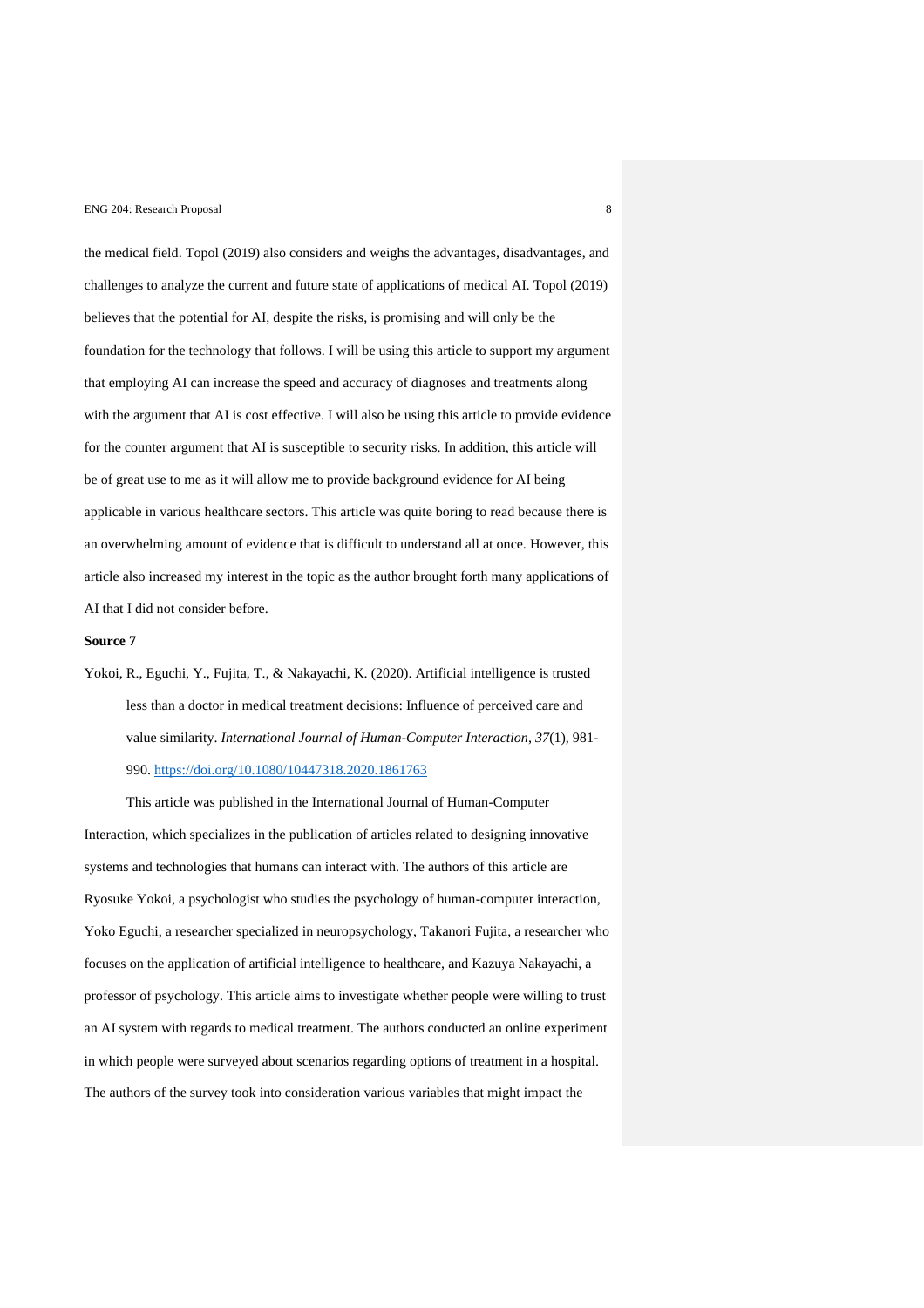the medical field. Topol (2019) also considers and weighs the advantages, disadvantages, and challenges to analyze the current and future state of applications of medical AI. Topol (2019) believes that the potential for AI, despite the risks, is promising and will only be the foundation for the technology that follows. I will be using this article to support my argument that employing AI can increase the speed and accuracy of diagnoses and treatments along with the argument that AI is cost effective. I will also be using this article to provide evidence for the counter argument that AI is susceptible to security risks. In addition, this article will be of great use to me as it will allow me to provide background evidence for AI being applicable in various healthcare sectors. This article was quite boring to read because there is an overwhelming amount of evidence that is difficult to understand all at once. However, this article also increased my interest in the topic as the author brought forth many applications of AI that I did not consider before.

**Source 7**

Yokoi, R., Eguchi, Y., Fujita, T., & Nakayachi, K. (2020). Artificial intelligence is trusted less than a doctor in medical treatment decisions: Influence of perceived care and value similarity. *International Journal of Human-Computer Interaction*, *37*(1), 981-990. https://doi.org/10.1080/10447318.2020.1861763

This article was published in the International Journal of Human-Computer Interaction, which specializes in the publication of articles related to designing innovative systems and technologies that humans can interact with. The authors of this article are Ryosuke Yokoi, a psychologist who studies the psychology of human-computer interaction, Yoko Eguchi, a researcher specialized in neuropsychology, Takanori Fujita, a researcher who focuses on the application of artificial intelligence to healthcare, and Kazuya Nakayachi, a professor of psychology. This article aims to investigate whether people were willing to trust an AI system with regards to medical treatment. The authors conducted an online experiment in which people were surveyed about scenarios regarding options of treatment in a hospital. The authors of the survey took into consideration various variables that might impact the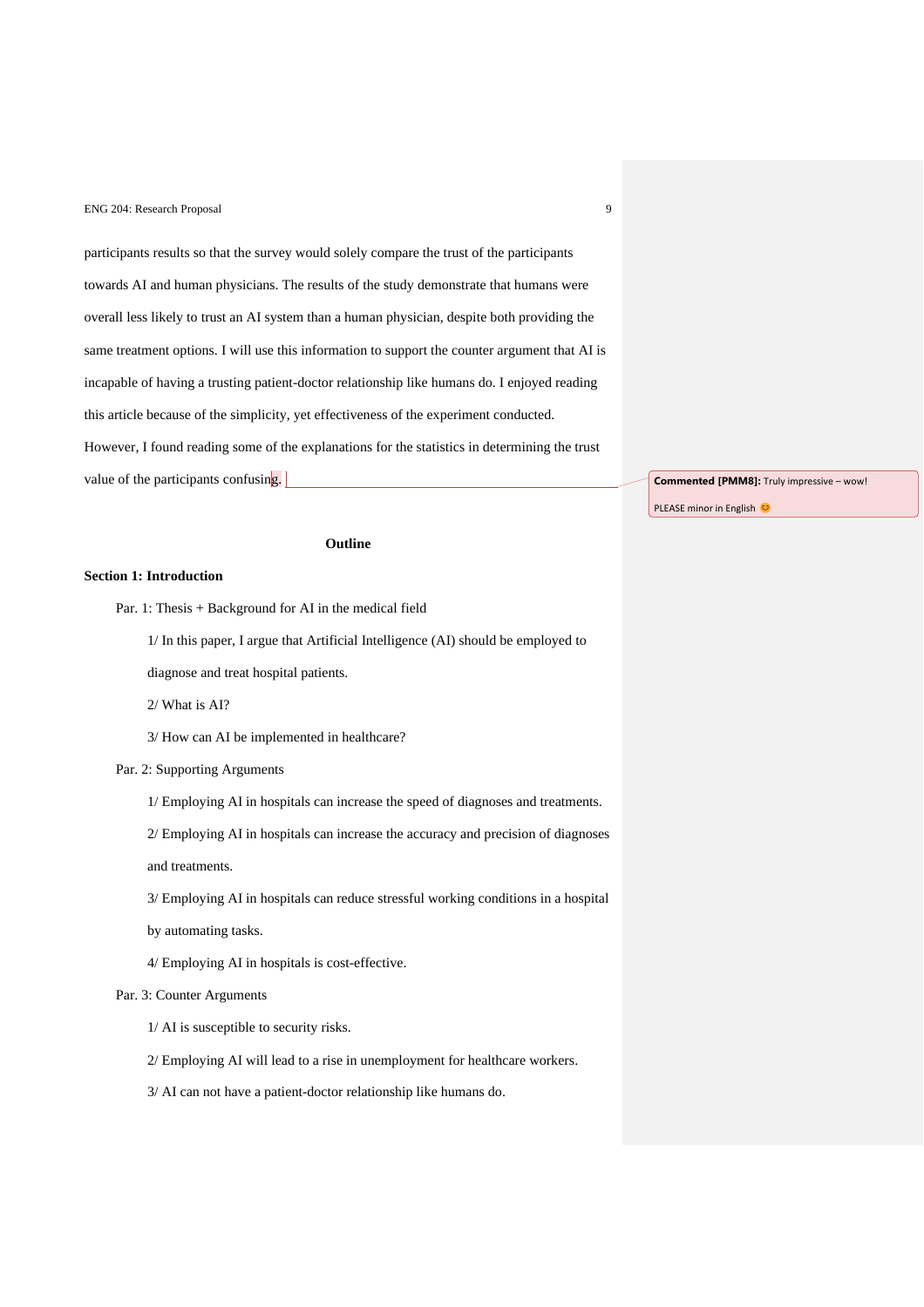participants results so that the survey would solely compare the trust of the participants towards AI and human physicians. The results of the study demonstrate that humans were overall less likely to trust an AI system than a human physician, despite both providing the same treatment options. I will use this information to support the counter argument that AI is incapable of having a trusting patient-doctor relationship like humans do. I enjoyed reading this article because of the simplicity, yet effectiveness of the experiment conducted. However, I found reading some of the explanations for the statistics in determining the trust value of the participants confusing.

**Commented [PMM8]:** Truly impressive – wow!

PLEASE minor in English 😊

## Outline

**Section 1: Introduction**

Par. 1: Thesis + Background for AI in the medical field

1/ In this paper, I argue that Artificial Intelligence (AI) should be employed to diagnose and treat hospital patients.

2/ What is AI?

3/ How can AI be implemented in healthcare?

Par. 2: Supporting Arguments

1/ Employing AI in hospitals can increase the speed of diagnoses and treatments.

2/ Employing AI in hospitals can increase the accuracy and precision of diagnoses and treatments.

3/ Employing AI in hospitals can reduce stressful working conditions in a hospital by automating tasks.

4/ Employing AI in hospitals is cost-effective.

Par. 3: Counter Arguments

1/ AI is susceptible to security risks.

2/ Employing AI will lead to a rise in unemployment for healthcare workers.

3/ AI can not have a patient-doctor relationship like humans do.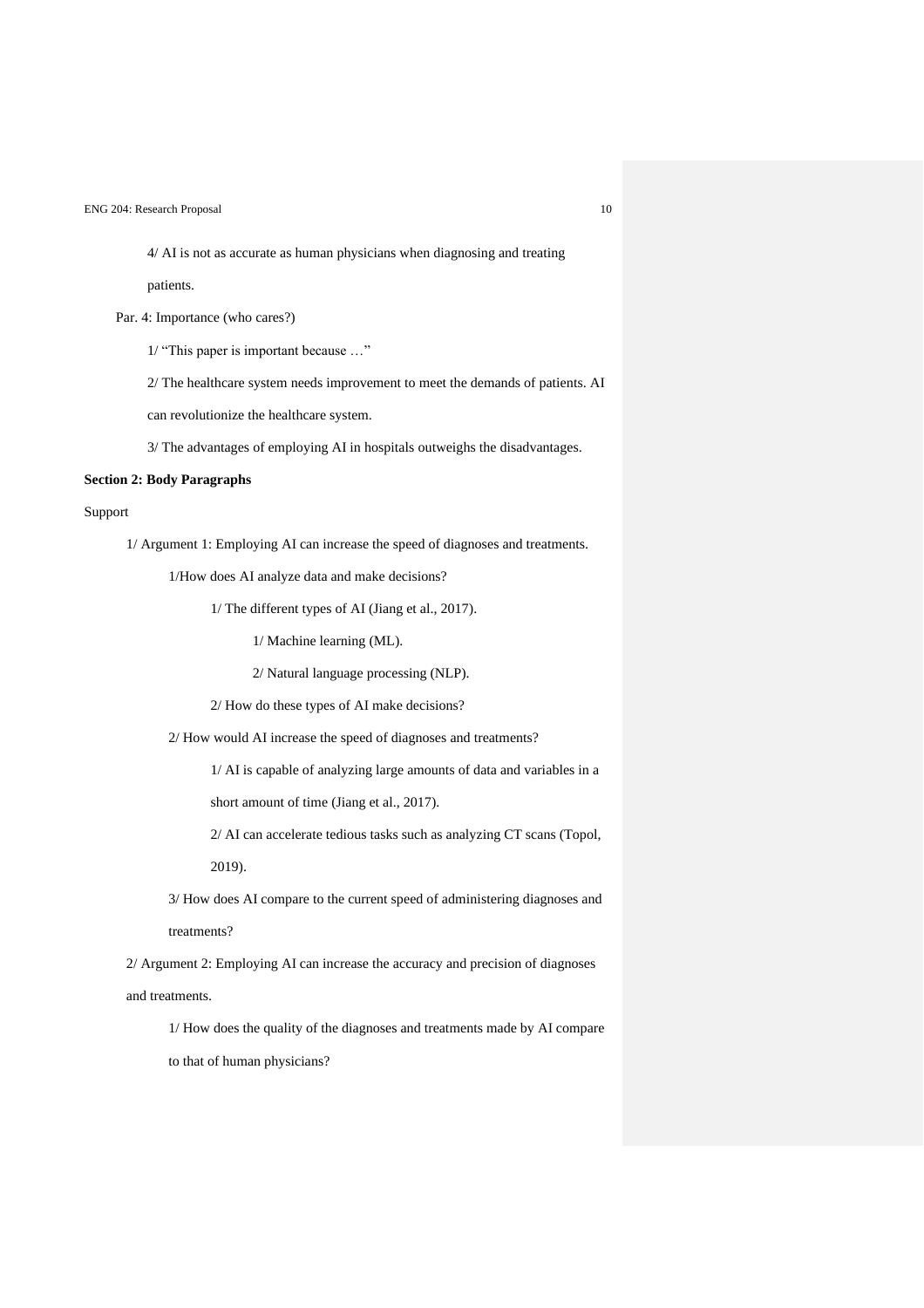4/ AI is not as accurate as human physicians when diagnosing and treating patients.

Par. 4: Importance (who cares?)

1/ "This paper is important because …"

2/ The healthcare system needs improvement to meet the demands of patients. AI can revolutionize the healthcare system.

3/ The advantages of employing AI in hospitals outweighs the disadvantages.

**Section 2: Body Paragraphs**

Support

1/ Argument 1: Employing AI can increase the speed of diagnoses and treatments.

1/How does AI analyze data and make decisions?

1/ The different types of AI (Jiang et al., 2017).

1/ Machine learning (ML).

2/ Natural language processing (NLP).

2/ How do these types of AI make decisions?

2/ How would AI increase the speed of diagnoses and treatments?

1/ AI is capable of analyzing large amounts of data and variables in a short amount of time (Jiang et al., 2017).

2/ AI can accelerate tedious tasks such as analyzing CT scans (Topol, 2019).

3/ How does AI compare to the current speed of administering diagnoses and treatments?

2/ Argument 2: Employing AI can increase the accuracy and precision of diagnoses and treatments.

1/ How does the quality of the diagnoses and treatments made by AI compare to that of human physicians?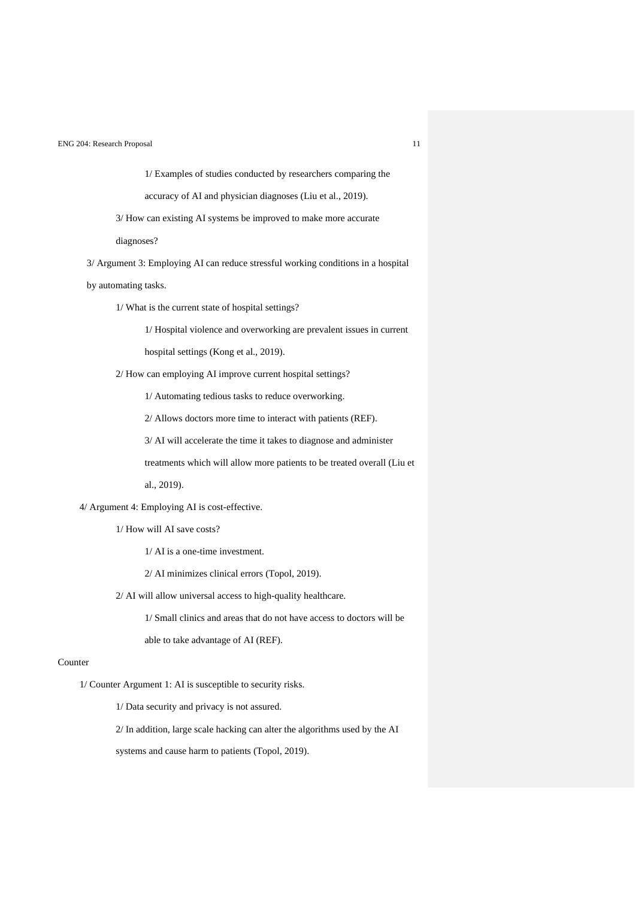1/ Examples of studies conducted by researchers comparing the accuracy of AI and physician diagnoses (Liu et al., 2019).

3/ How can existing AI systems be improved to make more accurate diagnoses?

3/ Argument 3: Employing AI can reduce stressful working conditions in a hospital by automating tasks.

1/ What is the current state of hospital settings?

1/ Hospital violence and overworking are prevalent issues in current hospital settings (Kong et al., 2019).

2/ How can employing AI improve current hospital settings?

1/ Automating tedious tasks to reduce overworking.

2/ Allows doctors more time to interact with patients (REF).

3/ AI will accelerate the time it takes to diagnose and administer treatments which will allow more patients to be treated overall (Liu et al., 2019).

4/ Argument 4: Employing AI is cost-effective.

1/ How will AI save costs?

1/ AI is a one-time investment.

2/ AI minimizes clinical errors (Topol, 2019).

2/ AI will allow universal access to high-quality healthcare.

1/ Small clinics and areas that do not have access to doctors will be able to take advantage of AI (REF).

Counter

1/ Counter Argument 1: AI is susceptible to security risks.

1/ Data security and privacy is not assured.

2/ In addition, large scale hacking can alter the algorithms used by the AI systems and cause harm to patients (Topol, 2019).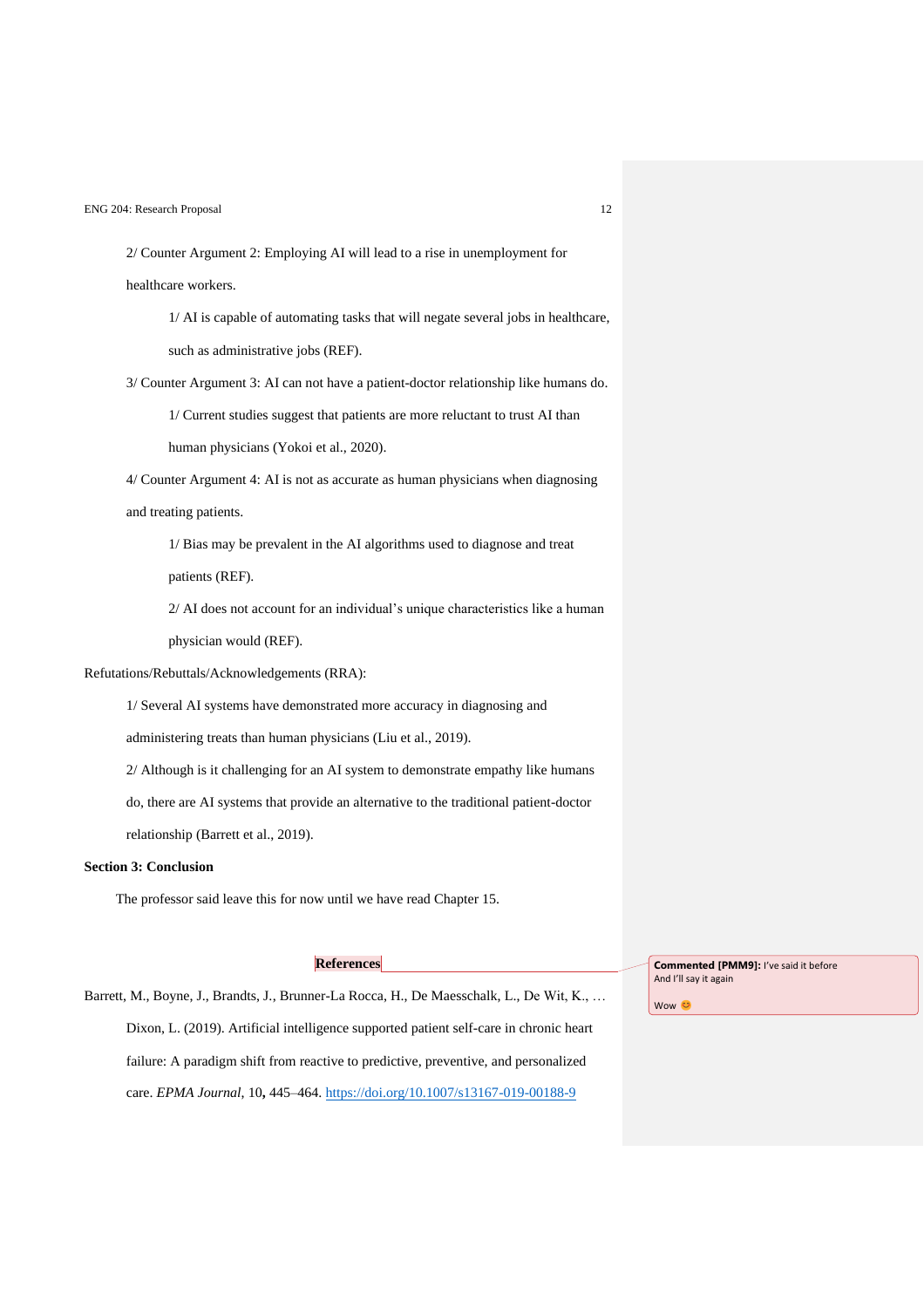2/ Counter Argument 2: Employing AI will lead to a rise in unemployment for healthcare workers.

1/ AI is capable of automating tasks that will negate several jobs in healthcare, such as administrative jobs (REF).

3/ Counter Argument 3: AI can not have a patient-doctor relationship like humans do.

1/ Current studies suggest that patients are more reluctant to trust AI than human physicians (Yokoi et al., 2020).

4/ Counter Argument 4: AI is not as accurate as human physicians when diagnosing and treating patients.

1/ Bias may be prevalent in the AI algorithms used to diagnose and treat patients (REF).

2/ AI does not account for an individual's unique characteristics like a human physician would (REF).

Refutations/Rebuttals/Acknowledgements (RRA):

1/ Several AI systems have demonstrated more accuracy in diagnosing and administering treats than human physicians (Liu et al., 2019).

2/ Although is it challenging for an AI system to demonstrate empathy like humans do, there are AI systems that provide an alternative to the traditional patient-doctor relationship (Barrett et al., 2019).

**Section 3: Conclusion**

The professor said leave this for now until we have read Chapter 15.

## References

> **Commented [PMM9]:** I've said it before
> And I'll say it again
>
> Wow 😊

Barrett, M., Boyne, J., Brandts, J., Brunner-La Rocca, H., De Maesschalk, L., De Wit, K., … Dixon, L. (2019). Artificial intelligence supported patient self-care in chronic heart failure: A paradigm shift from reactive to predictive, preventive, and personalized care. *EPMA Journal*, 10**,** 445–464. https://doi.org/10.1007/s13167-019-00188-9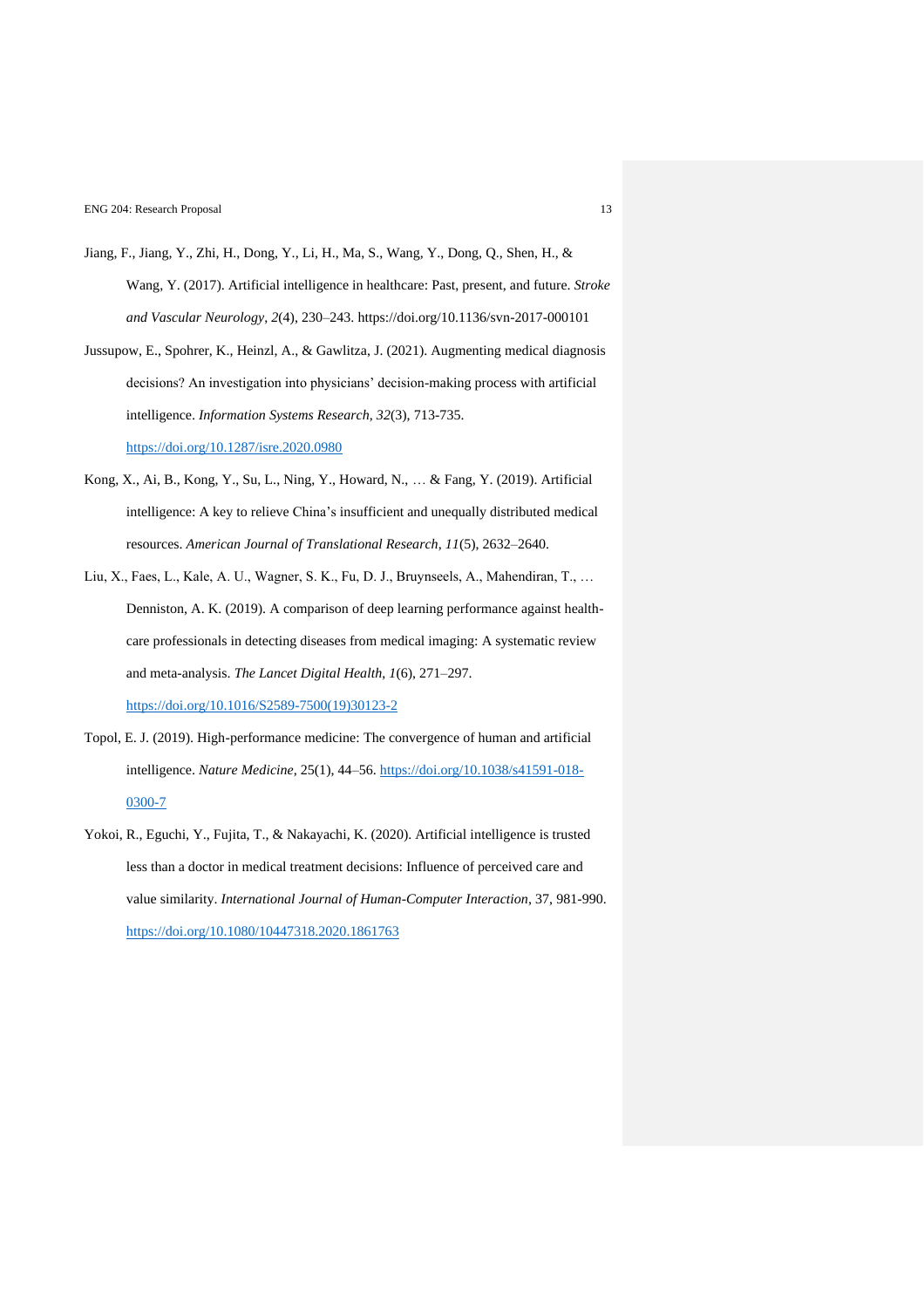Jiang, F., Jiang, Y., Zhi, H., Dong, Y., Li, H., Ma, S., Wang, Y., Dong, Q., Shen, H., & Wang, Y. (2017). Artificial intelligence in healthcare: Past, present, and future. *Stroke and Vascular Neurology*, *2*(4), 230–243. https://doi.org/10.1136/svn-2017-000101

Jussupow, E., Spohrer, K., Heinzl, A., & Gawlitza, J. (2021). Augmenting medical diagnosis decisions? An investigation into physicians' decision-making process with artificial intelligence. *Information Systems Research, 32*(3), 713-735. https://doi.org/10.1287/isre.2020.0980

Kong, X., Ai, B., Kong, Y., Su, L., Ning, Y., Howard, N., … & Fang, Y. (2019). Artificial intelligence: A key to relieve China's insufficient and unequally distributed medical resources. *American Journal of Translational Research*, *11*(5), 2632–2640.

Liu, X., Faes, L., Kale, A. U., Wagner, S. K., Fu, D. J., Bruynseels, A., Mahendiran, T., … Denniston, A. K. (2019). A comparison of deep learning performance against health-care professionals in detecting diseases from medical imaging: A systematic review and meta-analysis. *The Lancet Digital Health*, *1*(6), 271–297. https://doi.org/10.1016/S2589-7500(19)30123-2

Topol, E. J. (2019). High-performance medicine: The convergence of human and artificial intelligence. *Nature Medicine*, 25(1), 44–56. https://doi.org/10.1038/s41591-018-0300-7

Yokoi, R., Eguchi, Y., Fujita, T., & Nakayachi, K. (2020). Artificial intelligence is trusted less than a doctor in medical treatment decisions: Influence of perceived care and value similarity. *International Journal of Human-Computer Interaction*, 37, 981-990. https://doi.org/10.1080/10447318.2020.1861763